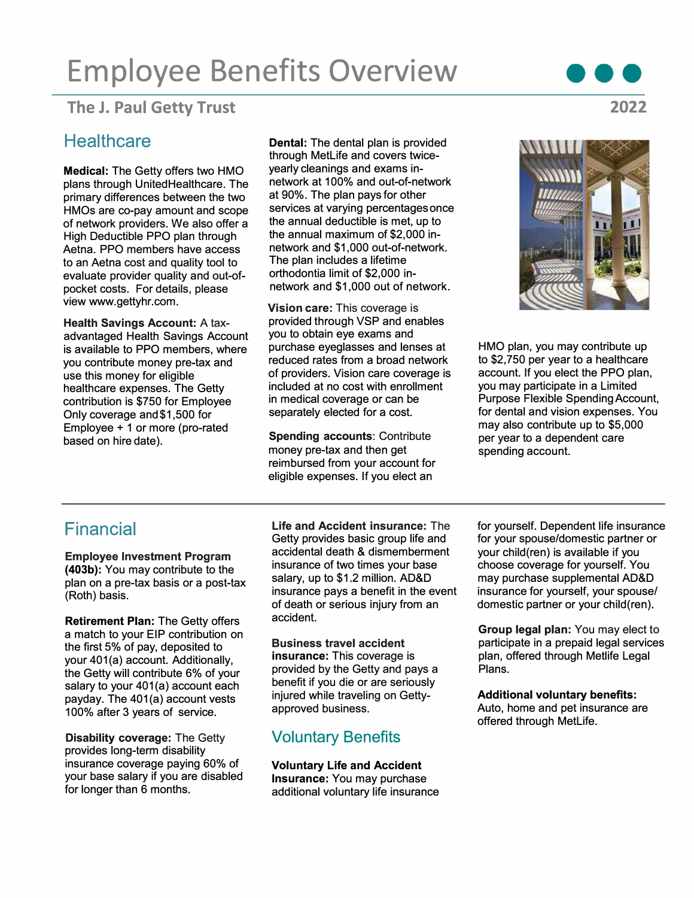# Employee Benefits Overview

**The J. Paul Getty Trust**

**2022**

## Healthcare

**Medical:** The Getty offers two HMO plans through UnitedHealthcare. The primary differences between the two HMOs are co-pay amount and scope of network providers. We also offer a High Deductible PPO plan through Aetna. PPO members have access to an Aetna cost and quality tool to evaluate provider quality and out-of-pocket costs. For details, please view www.gettyhr.com.

**Health Savings Account:** A tax-advantaged Health Savings Account is available to PPO members, where you contribute money pre-tax and use this money for eligible healthcare expenses. The Getty contribution is $750 for Employee Only coverage and $1,500 for Employee + 1 or more (pro-rated based on hire date).

**Dental:** The dental plan is provided through MetLife and covers twice-yearly cleanings and exams in-network at 100% and out-of-network at 90%. The plan pays for other services at varying percentages once the annual deductible is met, up to the annual maximum of $2,000 in-network and $1,000 out-of-network. The plan includes a lifetime orthodontia limit of $2,000 in-network and $1,000 out of network.

**Vision care:** This coverage is provided through VSP and enables you to obtain eye exams and purchase eyeglasses and lenses at reduced rates from a broad network of providers. Vision care coverage is included at no cost with enrollment in medical coverage or can be separately elected for a cost.

**Spending accounts**: Contribute money pre-tax and then get reimbursed from your account for eligible expenses. If you elect an HMO plan, you may contribute up to $2,750 per year to a healthcare account. If you elect the PPO plan, you may participate in a Limited Purpose Flexible Spending Account, for dental and vision expenses. You may also contribute up to $5,000 per year to a dependent care spending account.

## Financial

**Employee Investment Program (403b):** You may contribute to the plan on a pre-tax basis or a post-tax (Roth) basis.

**Retirement Plan:** The Getty offers a match to your EIP contribution on the first 5% of pay, deposited to your 401(a) account. Additionally, the Getty will contribute 6% of your salary to your 401(a) account each payday. The 401(a) account vests 100% after 3 years of service.

**Disability coverage:** The Getty provides long-term disability insurance coverage paying 60% of your base salary if you are disabled for longer than 6 months.

**Life and Accident insurance:** The Getty provides basic group life and accidental death & dismemberment insurance of two times your base salary, up to $1.2 million. AD&D insurance pays a benefit in the event of death or serious injury from an accident.

**Business travel accident insurance:** This coverage is provided by the Getty and pays a benefit if you die or are seriously injured while traveling on Getty-approved business.

## Voluntary Benefits

**Voluntary Life and Accident Insurance:** You may purchase additional voluntary life insurance for yourself. Dependent life insurance for your spouse/domestic partner or your child(ren) is available if you choose coverage for yourself. You may purchase supplemental AD&D insurance for yourself, your spouse/ domestic partner or your child(ren).

**Group legal plan:** You may elect to participate in a prepaid legal services plan, offered through Metlife Legal Plans.

**Additional voluntary benefits:** Auto, home and pet insurance are offered through MetLife.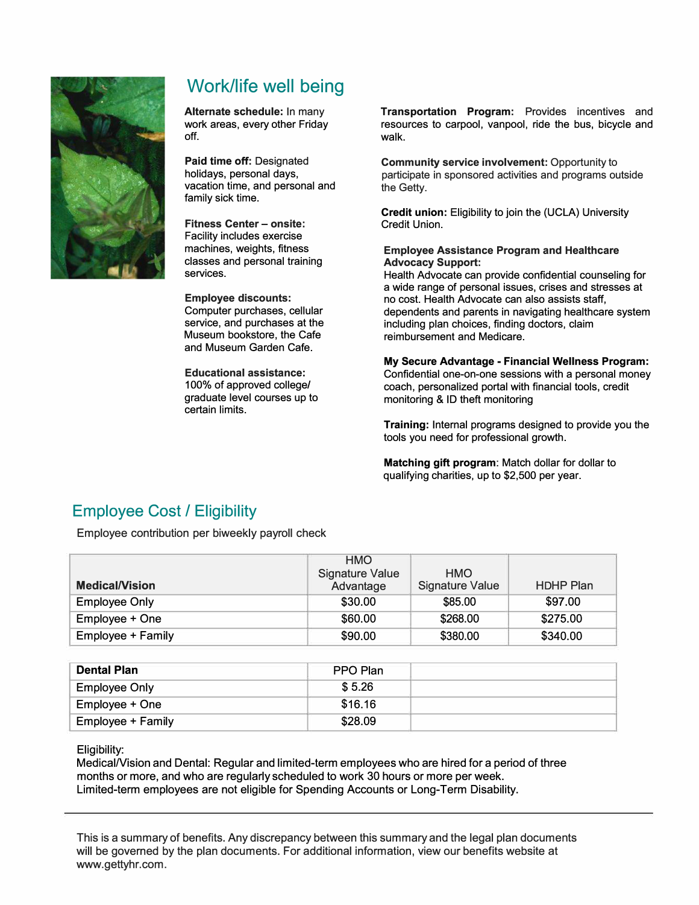## Work/life well being

**Alternate schedule:** In many work areas, every other Friday off.

**Paid time off:** Designated holidays, personal days, vacation time, and personal and family sick time.

**Fitness Center – onsite:** Facility includes exercise machines, weights, fitness classes and personal training services.

**Employee discounts:** Computer purchases, cellular service, and purchases at the Museum bookstore, the Cafe and Museum Garden Cafe.

**Educational assistance:** 100% of approved college/ graduate level courses up to certain limits.

**Transportation Program:** Provides incentives and resources to carpool, vanpool, ride the bus, bicycle and walk.

**Community service involvement:** Opportunity to participate in sponsored activities and programs outside the Getty.

**Credit union:** Eligibility to join the (UCLA) University Credit Union.

**Employee Assistance Program and Healthcare Advocacy Support:** Health Advocate can provide confidential counseling for a wide range of personal issues, crises and stresses at no cost. Health Advocate can also assists staff, dependents and parents in navigating healthcare system including plan choices, finding doctors, claim reimbursement and Medicare.

**My Secure Advantage - Financial Wellness Program:** Confidential one-on-one sessions with a personal money coach, personalized portal with financial tools, credit monitoring & ID theft monitoring

**Training:** Internal programs designed to provide you the tools you need for professional growth.

**Matching gift program**: Match dollar for dollar to qualifying charities, up to $2,500 per year.

## Employee Cost / Eligibility

Employee contribution per biweekly payroll check

| **Medical/Vision** | HMO Signature Value Advantage | HMO Signature Value | HDHP Plan |
|---|---|---|---|
| Employee Only | $30.00 | $85.00 | $97.00 |
| Employee + One | $60.00 | $268.00 | $275.00 |
| Employee + Family | $90.00 | $380.00 | $340.00 |

| **Dental Plan** | PPO Plan | |
|---|---|---|
| Employee Only | $ 5.26 | |
| Employee + One | $16.16 | |
| Employee + Family | $28.09 | |

Eligibility:
Medical/Vision and Dental: Regular and limited-term employees who are hired for a period of three months or more, and who are regularly scheduled to work 30 hours or more per week.
Limited-term employees are not eligible for Spending Accounts or Long-Term Disability.

---

This is a summary of benefits. Any discrepancy between this summary and the legal plan documents will be governed by the plan documents. For additional information, view our benefits website at www.gettyhr.com.